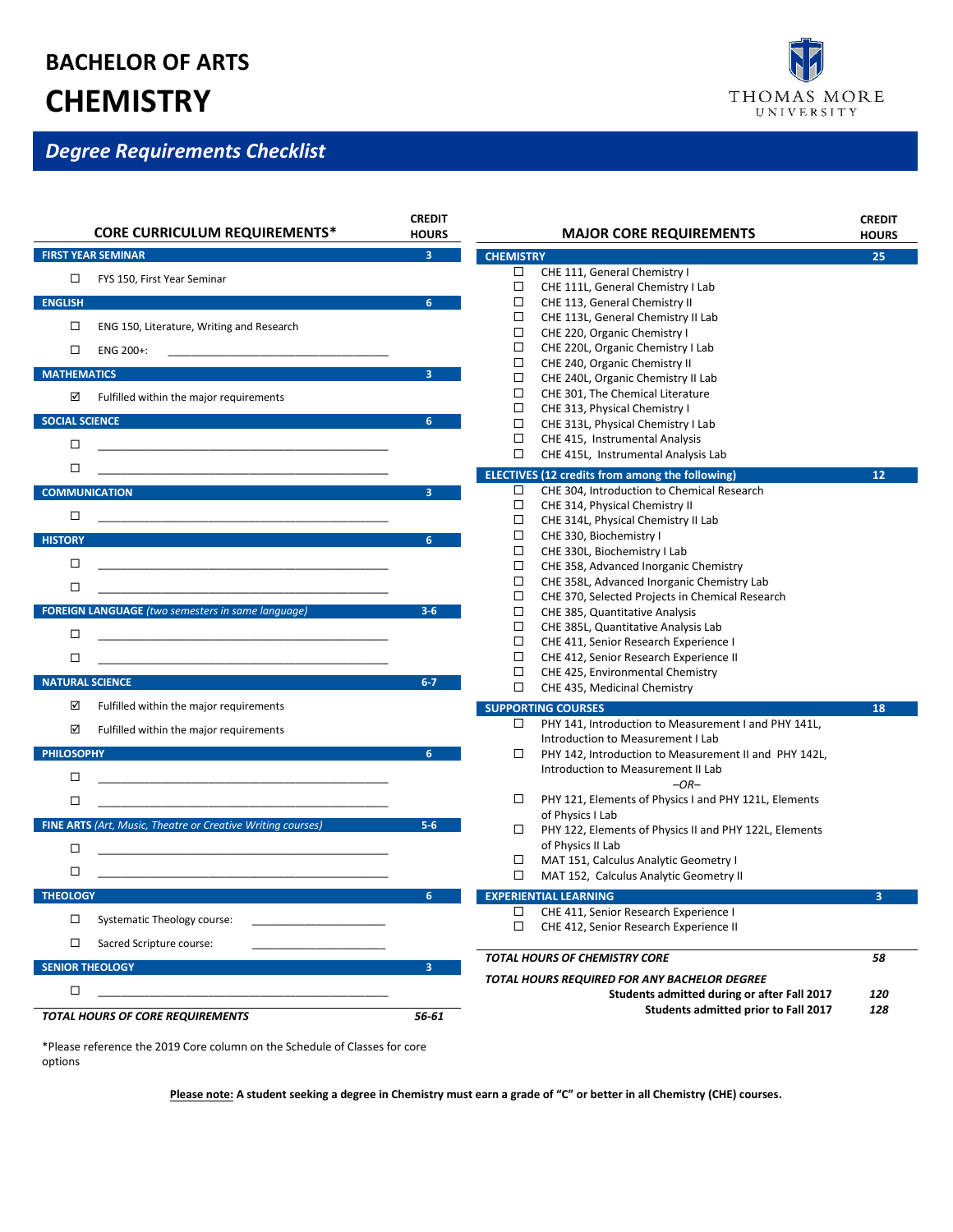# BACHELOR OF ARTS

# CHEMISTRY

THOMAS MORE UNIVERSITY

## *Degree Requirements Checklist*

| CORE CURRICULUM REQUIREMENTS* | CREDIT HOURS |
|---|---|
| **FIRST YEAR SEMINAR** | **3** |
| ☐ FYS 150, First Year Seminar | |
| **ENGLISH** | **6** |
| ☐ ENG 150, Literature, Writing and Research | |
| ☐ ENG 200+: ______________________ | |
| **MATHEMATICS** | **3** |
| ☑ Fulfilled within the major requirements | |
| **SOCIAL SCIENCE** | **6** |
| ☐ ______________________ | |
| ☐ ______________________ | |
| **COMMUNICATION** | **3** |
| ☐ ______________________ | |
| **HISTORY** | **6** |
| ☐ ______________________ | |
| ☐ ______________________ | |
| **FOREIGN LANGUAGE** *(two semesters in same language)* | **3-6** |
| ☐ ______________________ | |
| ☐ ______________________ | |
| **NATURAL SCIENCE** | **6-7** |
| ☑ Fulfilled within the major requirements | |
| ☑ Fulfilled within the major requirements | |
| **PHILOSOPHY** | **6** |
| ☐ ______________________ | |
| ☐ ______________________ | |
| **FINE ARTS** *(Art, Music, Theatre or Creative Writing courses)* | **5-6** |
| ☐ ______________________ | |
| ☐ ______________________ | |
| **THEOLOGY** | **6** |
| ☐ Systematic Theology course: ______________ | |
| ☐ Sacred Scripture course: ______________ | |
| **SENIOR THEOLOGY** | **3** |
| ☐ ______________________ | |
| ***TOTAL HOURS OF CORE REQUIREMENTS*** | ***56-61*** |

*Please reference the 2019 Core column on the Schedule of Classes for core options

| MAJOR CORE REQUIREMENTS | CREDIT HOURS |
|---|---|
| **CHEMISTRY** | **25** |
| ☐ CHE 111, General Chemistry I | |
| ☐ CHE 111L, General Chemistry I Lab | |
| ☐ CHE 113, General Chemistry II | |
| ☐ CHE 113L, General Chemistry II Lab | |
| ☐ CHE 220, Organic Chemistry I | |
| ☐ CHE 220L, Organic Chemistry I Lab | |
| ☐ CHE 240, Organic Chemistry II | |
| ☐ CHE 240L, Organic Chemistry II Lab | |
| ☐ CHE 301, The Chemical Literature | |
| ☐ CHE 313, Physical Chemistry I | |
| ☐ CHE 313L, Physical Chemistry I Lab | |
| ☐ CHE 415, Instrumental Analysis | |
| ☐ CHE 415L, Instrumental Analysis Lab | |
| **ELECTIVES (12 credits from among the following)** | **12** |
| ☐ CHE 304, Introduction to Chemical Research | |
| ☐ CHE 314, Physical Chemistry II | |
| ☐ CHE 314L, Physical Chemistry II Lab | |
| ☐ CHE 330, Biochemistry I | |
| ☐ CHE 330L, Biochemistry I Lab | |
| ☐ CHE 358, Advanced Inorganic Chemistry | |
| ☐ CHE 358L, Advanced Inorganic Chemistry Lab | |
| ☐ CHE 370, Selected Projects in Chemical Research | |
| ☐ CHE 385, Quantitative Analysis | |
| ☐ CHE 385L, Quantitative Analysis Lab | |
| ☐ CHE 411, Senior Research Experience I | |
| ☐ CHE 412, Senior Research Experience II | |
| ☐ CHE 425, Environmental Chemistry | |
| ☐ CHE 435, Medicinal Chemistry | |
| **SUPPORTING COURSES** | **18** |
| ☐ PHY 141, Introduction to Measurement I and PHY 141L, Introduction to Measurement I Lab | |
| ☐ PHY 142, Introduction to Measurement II and PHY 142L, Introduction to Measurement II Lab | |
| *–OR–* | |
| ☐ PHY 121, Elements of Physics I and PHY 121L, Elements of Physics I Lab | |
| ☐ PHY 122, Elements of Physics II and PHY 122L, Elements of Physics II Lab | |
| ☐ MAT 151, Calculus Analytic Geometry I | |
| ☐ MAT 152, Calculus Analytic Geometry II | |
| **EXPERIENTIAL LEARNING** | **3** |
| ☐ CHE 411, Senior Research Experience I | |
| ☐ CHE 412, Senior Research Experience II | |
| ***TOTAL HOURS OF CHEMISTRY CORE*** | ***58*** |
| ***TOTAL HOURS REQUIRED FOR ANY BACHELOR DEGREE*** | |
| **Students admitted during or after Fall 2017** | ***120*** |
| **Students admitted prior to Fall 2017** | ***128*** |

**Please note:** **A student seeking a degree in Chemistry must earn a grade of "C" or better in all Chemistry (CHE) courses.**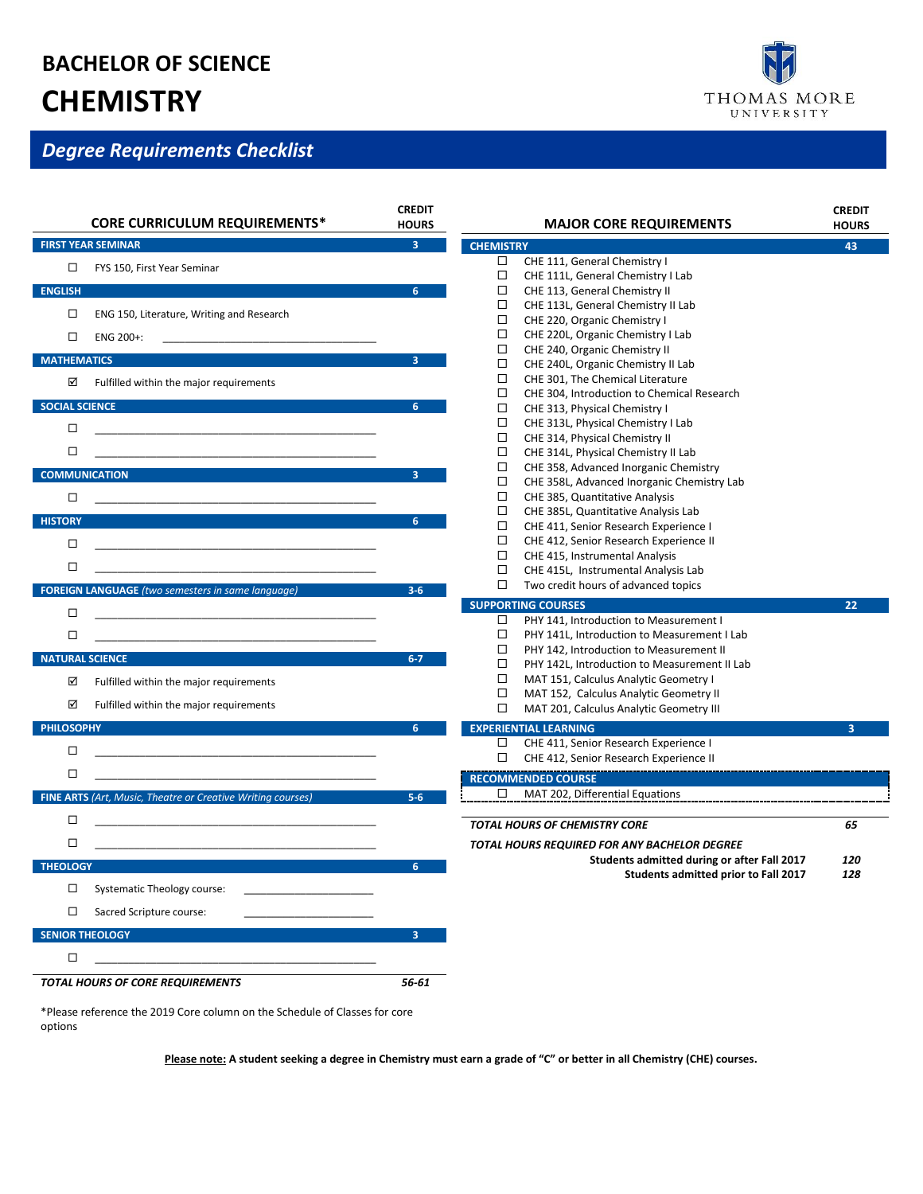# BACHELOR OF SCIENCE
# CHEMISTRY

## Degree Requirements Checklist

| CORE CURRICULUM REQUIREMENTS* | CREDIT HOURS |
|---|---|
| **FIRST YEAR SEMINAR** | **3** |
| ☐ FYS 150, First Year Seminar | |
| **ENGLISH** | **6** |
| ☐ ENG 150, Literature, Writing and Research | |
| ☐ ENG 200+: ____________________ | |
| **MATHEMATICS** | **3** |
| ☑ Fulfilled within the major requirements | |
| **SOCIAL SCIENCE** | **6** |
| ☐ ____________________ | |
| ☐ ____________________ | |
| **COMMUNICATION** | **3** |
| ☐ ____________________ | |
| **HISTORY** | **6** |
| ☐ ____________________ | |
| ☐ ____________________ | |
| **FOREIGN LANGUAGE** *(two semesters in same language)* | **3-6** |
| ☐ ____________________ | |
| ☐ ____________________ | |
| **NATURAL SCIENCE** | **6-7** |
| ☑ Fulfilled within the major requirements | |
| ☑ Fulfilled within the major requirements | |
| **PHILOSOPHY** | **6** |
| ☐ ____________________ | |
| ☐ ____________________ | |
| **FINE ARTS** *(Art, Music, Theatre or Creative Writing courses)* | **5-6** |
| ☐ ____________________ | |
| ☐ ____________________ | |
| **THEOLOGY** | **6** |
| ☐ Systematic Theology course: ____________ | |
| ☐ Sacred Scripture course: ____________ | |
| **SENIOR THEOLOGY** | **3** |
| ☐ ____________________ | |
| ***TOTAL HOURS OF CORE REQUIREMENTS*** | ***56-61*** |

*Please reference the 2019 Core column on the Schedule of Classes for core options

| MAJOR CORE REQUIREMENTS | CREDIT HOURS |
|---|---|
| **CHEMISTRY** | **43** |
| ☐ CHE 111, General Chemistry I | |
| ☐ CHE 111L, General Chemistry I Lab | |
| ☐ CHE 113, General Chemistry II | |
| ☐ CHE 113L, General Chemistry II Lab | |
| ☐ CHE 220, Organic Chemistry I | |
| ☐ CHE 220L, Organic Chemistry I Lab | |
| ☐ CHE 240, Organic Chemistry II | |
| ☐ CHE 240L, Organic Chemistry II Lab | |
| ☐ CHE 301, The Chemical Literature | |
| ☐ CHE 304, Introduction to Chemical Research | |
| ☐ CHE 313, Physical Chemistry I | |
| ☐ CHE 313L, Physical Chemistry I Lab | |
| ☐ CHE 314, Physical Chemistry II | |
| ☐ CHE 314L, Physical Chemistry II Lab | |
| ☐ CHE 358, Advanced Inorganic Chemistry | |
| ☐ CHE 358L, Advanced Inorganic Chemistry Lab | |
| ☐ CHE 385, Quantitative Analysis | |
| ☐ CHE 385L, Quantitative Analysis Lab | |
| ☐ CHE 411, Senior Research Experience I | |
| ☐ CHE 412, Senior Research Experience II | |
| ☐ CHE 415, Instrumental Analysis | |
| ☐ CHE 415L, Instrumental Analysis Lab | |
| ☐ Two credit hours of advanced topics | |
| **SUPPORTING COURSES** | **22** |
| ☐ PHY 141, Introduction to Measurement I | |
| ☐ PHY 141L, Introduction to Measurement I Lab | |
| ☐ PHY 142, Introduction to Measurement II | |
| ☐ PHY 142L, Introduction to Measurement II Lab | |
| ☐ MAT 151, Calculus Analytic Geometry I | |
| ☐ MAT 152, Calculus Analytic Geometry II | |
| ☐ MAT 201, Calculus Analytic Geometry III | |
| **EXPERIENTIAL LEARNING** | **3** |
| ☐ CHE 411, Senior Research Experience I | |
| ☐ CHE 412, Senior Research Experience II | |
| **RECOMMENDED COURSE** | |
| ☐ MAT 202, Differential Equations | |
| ***TOTAL HOURS OF CHEMISTRY CORE*** | ***65*** |
| ***TOTAL HOURS REQUIRED FOR ANY BACHELOR DEGREE*** | |
| **Students admitted during or after Fall 2017** | ***120*** |
| **Students admitted prior to Fall 2017** | ***128*** |

**Please note:** **A student seeking a degree in Chemistry must earn a grade of "C" or better in all Chemistry (CHE) courses.**